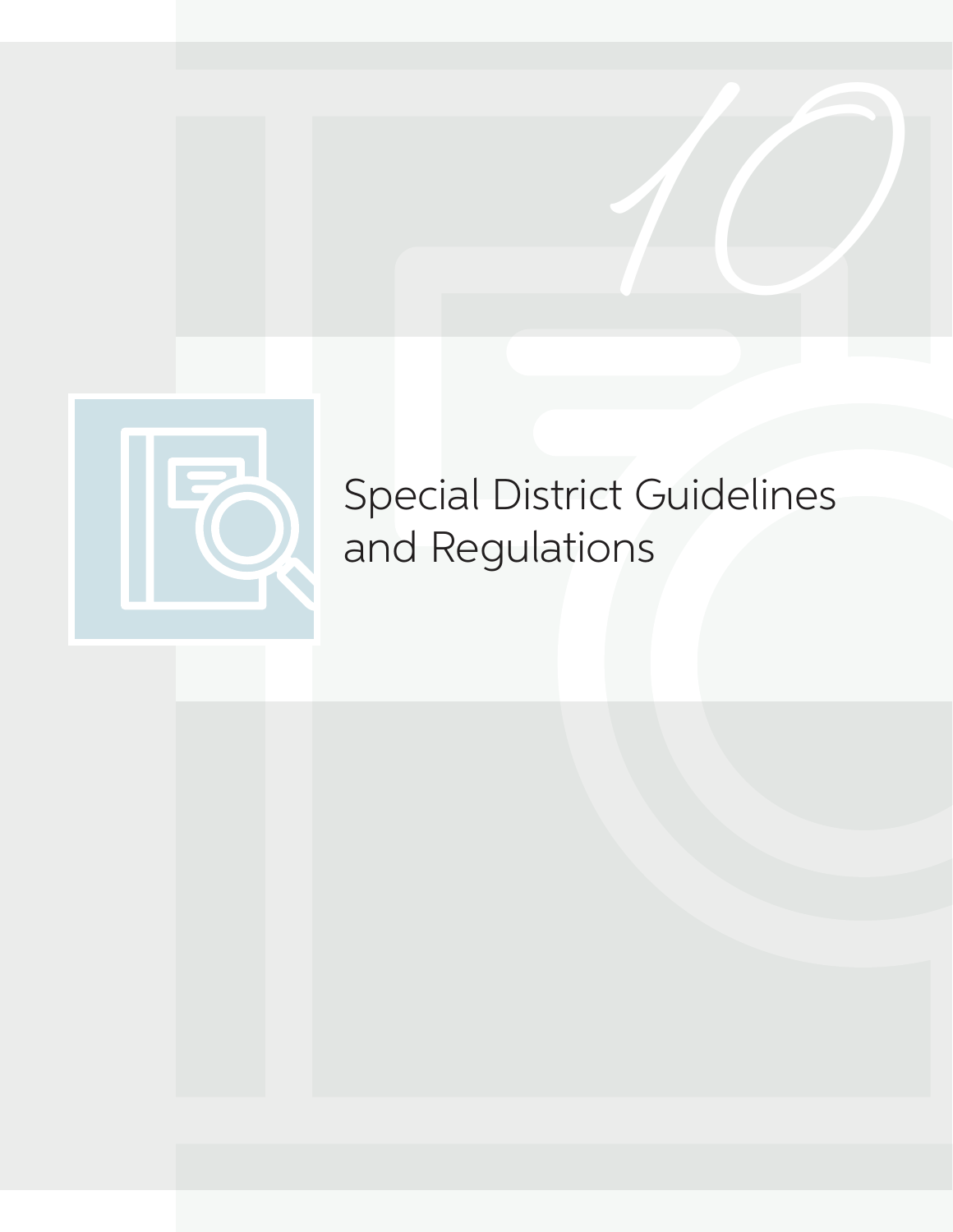# 10

# Special District Guidelines and Regulations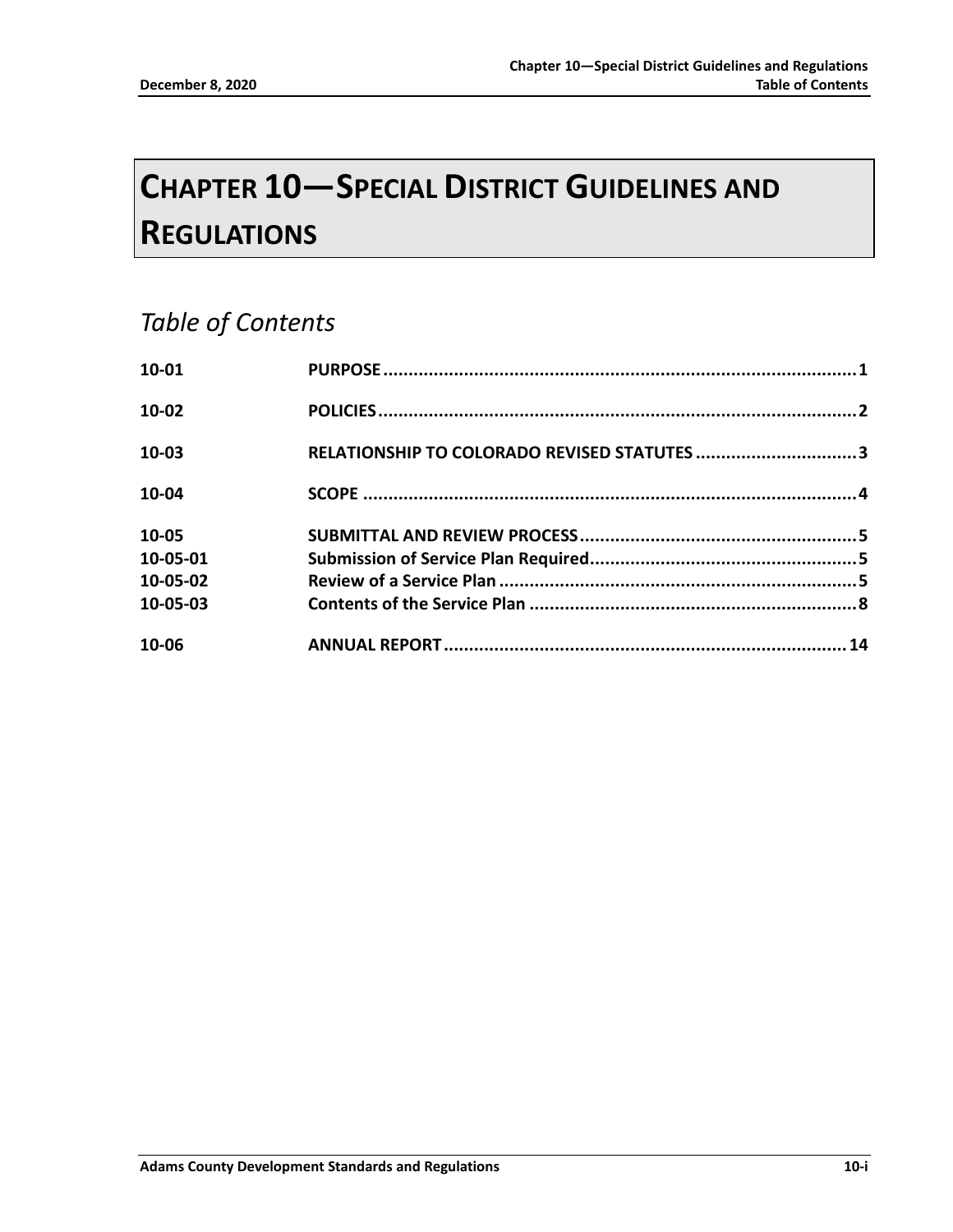# CHAPTER 10—SPECIAL DISTRICT GUIDELINES AND REGULATIONS

## *Table of Contents*

| | | |
|---|---|---|
| **10-01** | **PURPOSE** | **1** |
| **10-02** | **POLICIES** | **2** |
| **10-03** | **RELATIONSHIP TO COLORADO REVISED STATUTES** | **3** |
| **10-04** | **SCOPE** | **4** |
| **10-05** | **SUBMITTAL AND REVIEW PROCESS** | **5** |
| **10-05-01** | **Submission of Service Plan Required** | **5** |
| **10-05-02** | **Review of a Service Plan** | **5** |
| **10-05-03** | **Contents of the Service Plan** | **8** |
| **10-06** | **ANNUAL REPORT** | **14** |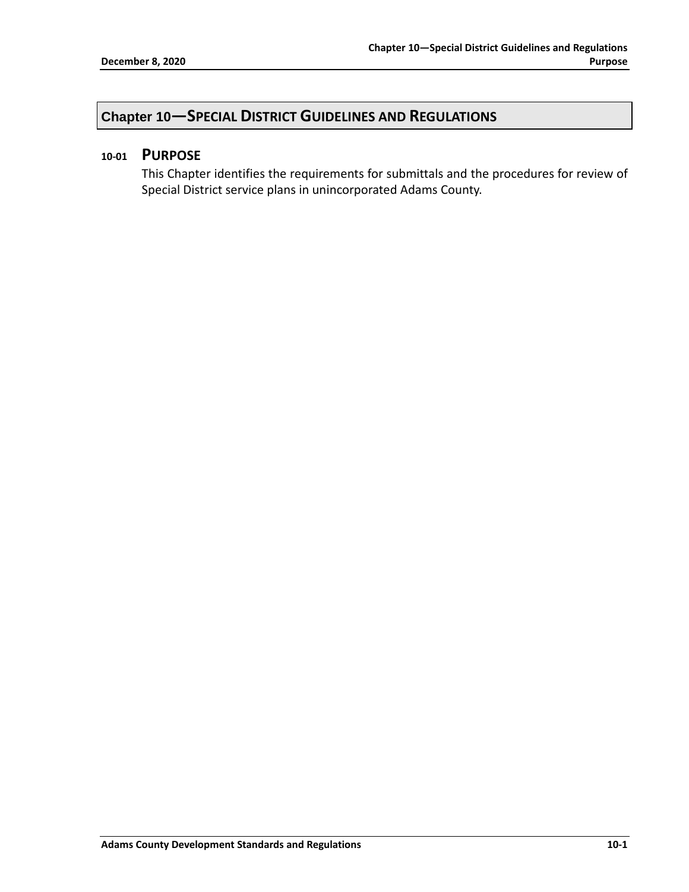# Chapter 10—SPECIAL DISTRICT GUIDELINES AND REGULATIONS

## 10-01 PURPOSE

This Chapter identifies the requirements for submittals and the procedures for review of Special District service plans in unincorporated Adams County.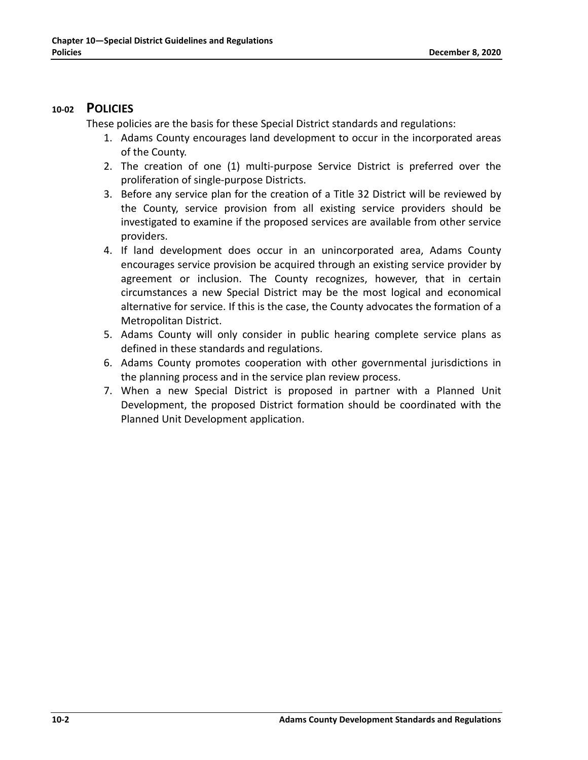## 10-02 POLICIES

These policies are the basis for these Special District standards and regulations:

1. Adams County encourages land development to occur in the incorporated areas of the County.
2. The creation of one (1) multi-purpose Service District is preferred over the proliferation of single-purpose Districts.
3. Before any service plan for the creation of a Title 32 District will be reviewed by the County, service provision from all existing service providers should be investigated to examine if the proposed services are available from other service providers.
4. If land development does occur in an unincorporated area, Adams County encourages service provision be acquired through an existing service provider by agreement or inclusion. The County recognizes, however, that in certain circumstances a new Special District may be the most logical and economical alternative for service. If this is the case, the County advocates the formation of a Metropolitan District.
5. Adams County will only consider in public hearing complete service plans as defined in these standards and regulations.
6. Adams County promotes cooperation with other governmental jurisdictions in the planning process and in the service plan review process.
7. When a new Special District is proposed in partner with a Planned Unit Development, the proposed District formation should be coordinated with the Planned Unit Development application.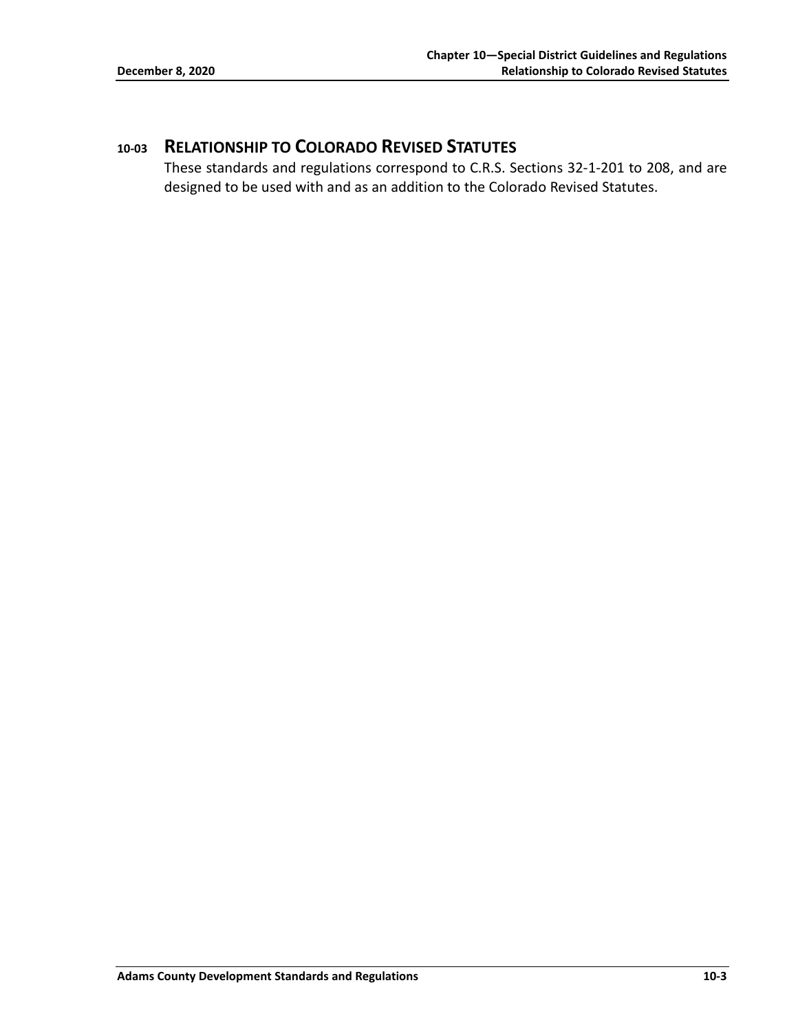## 10-03 RELATIONSHIP TO COLORADO REVISED STATUTES

These standards and regulations correspond to C.R.S. Sections 32-1-201 to 208, and are designed to be used with and as an addition to the Colorado Revised Statutes.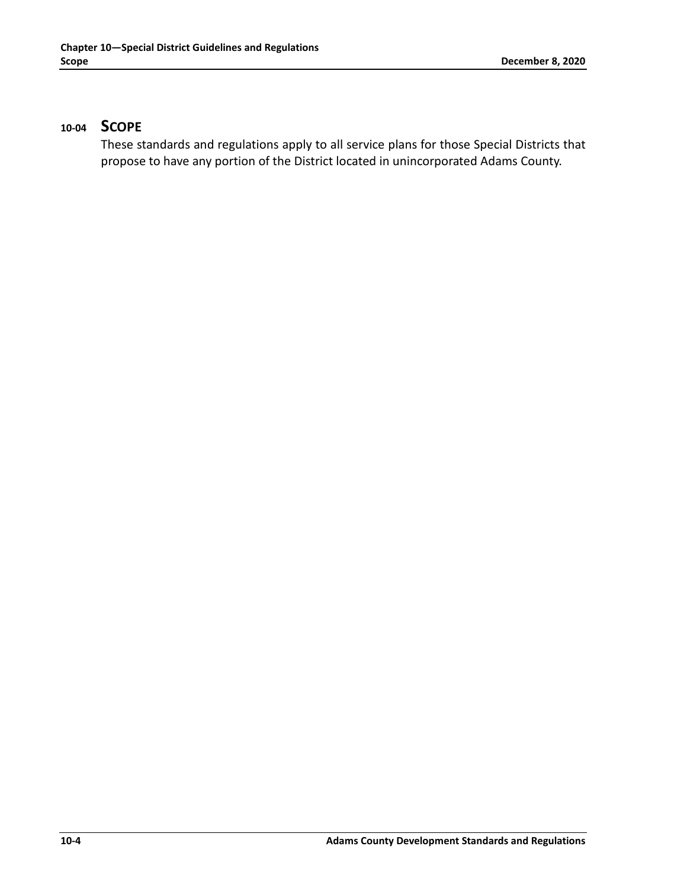## 10-04 SCOPE

These standards and regulations apply to all service plans for those Special Districts that propose to have any portion of the District located in unincorporated Adams County.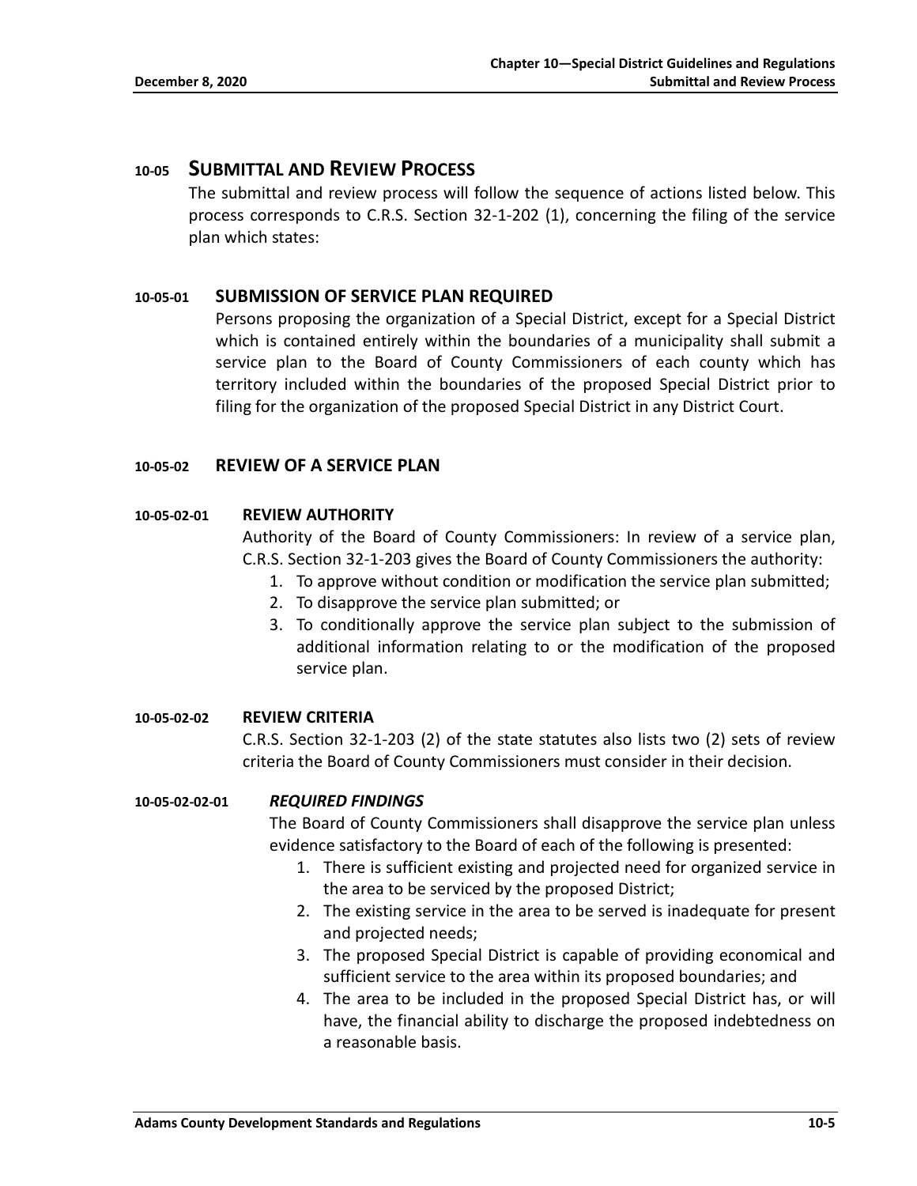## 10-05 SUBMITTAL AND REVIEW PROCESS

The submittal and review process will follow the sequence of actions listed below. This process corresponds to C.R.S. Section 32-1-202 (1), concerning the filing of the service plan which states:

### 10-05-01 SUBMISSION OF SERVICE PLAN REQUIRED

Persons proposing the organization of a Special District, except for a Special District which is contained entirely within the boundaries of a municipality shall submit a service plan to the Board of County Commissioners of each county which has territory included within the boundaries of the proposed Special District prior to filing for the organization of the proposed Special District in any District Court.

### 10-05-02 REVIEW OF A SERVICE PLAN

#### 10-05-02-01 REVIEW AUTHORITY

Authority of the Board of County Commissioners: In review of a service plan, C.R.S. Section 32-1-203 gives the Board of County Commissioners the authority:

1. To approve without condition or modification the service plan submitted;
2. To disapprove the service plan submitted; or
3. To conditionally approve the service plan subject to the submission of additional information relating to or the modification of the proposed service plan.

#### 10-05-02-02 REVIEW CRITERIA

C.R.S. Section 32-1-203 (2) of the state statutes also lists two (2) sets of review criteria the Board of County Commissioners must consider in their decision.

##### 10-05-02-02-01 *REQUIRED FINDINGS*

The Board of County Commissioners shall disapprove the service plan unless evidence satisfactory to the Board of each of the following is presented:

1. There is sufficient existing and projected need for organized service in the area to be serviced by the proposed District;
2. The existing service in the area to be served is inadequate for present and projected needs;
3. The proposed Special District is capable of providing economical and sufficient service to the area within its proposed boundaries; and
4. The area to be included in the proposed Special District has, or will have, the financial ability to discharge the proposed indebtedness on a reasonable basis.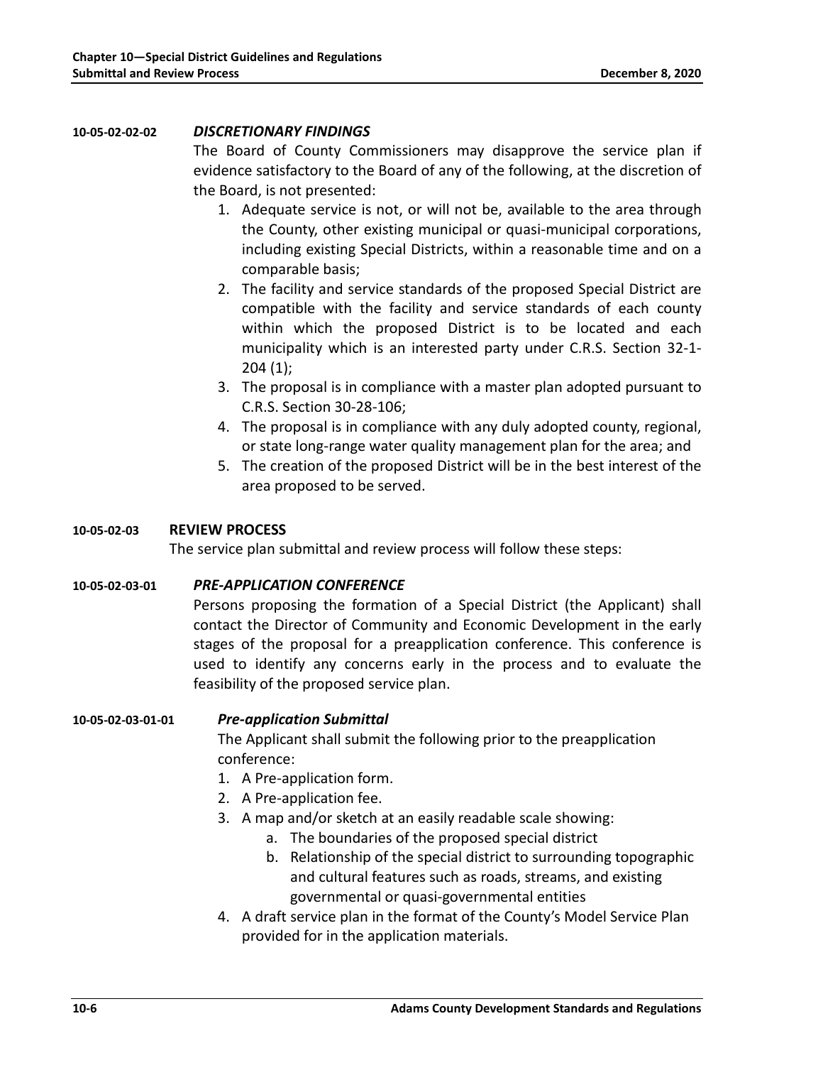**10-05-02-02-02** ***DISCRETIONARY FINDINGS***

The Board of County Commissioners may disapprove the service plan if evidence satisfactory to the Board of any of the following, at the discretion of the Board, is not presented:

1. Adequate service is not, or will not be, available to the area through the County, other existing municipal or quasi-municipal corporations, including existing Special Districts, within a reasonable time and on a comparable basis;
2. The facility and service standards of the proposed Special District are compatible with the facility and service standards of each county within which the proposed District is to be located and each municipality which is an interested party under C.R.S. Section 32-1-204 (1);
3. The proposal is in compliance with a master plan adopted pursuant to C.R.S. Section 30-28-106;
4. The proposal is in compliance with any duly adopted county, regional, or state long-range water quality management plan for the area; and
5. The creation of the proposed District will be in the best interest of the area proposed to be served.

**10-05-02-03** **REVIEW PROCESS**

The service plan submittal and review process will follow these steps:

**10-05-02-03-01** ***PRE-APPLICATION CONFERENCE***

Persons proposing the formation of a Special District (the Applicant) shall contact the Director of Community and Economic Development in the early stages of the proposal for a preapplication conference. This conference is used to identify any concerns early in the process and to evaluate the feasibility of the proposed service plan.

**10-05-02-03-01-01** ***Pre-application Submittal***

The Applicant shall submit the following prior to the preapplication conference:

1. A Pre-application form.
2. A Pre-application fee.
3. A map and/or sketch at an easily readable scale showing:
   a. The boundaries of the proposed special district
   b. Relationship of the special district to surrounding topographic and cultural features such as roads, streams, and existing governmental or quasi-governmental entities
4. A draft service plan in the format of the County's Model Service Plan provided for in the application materials.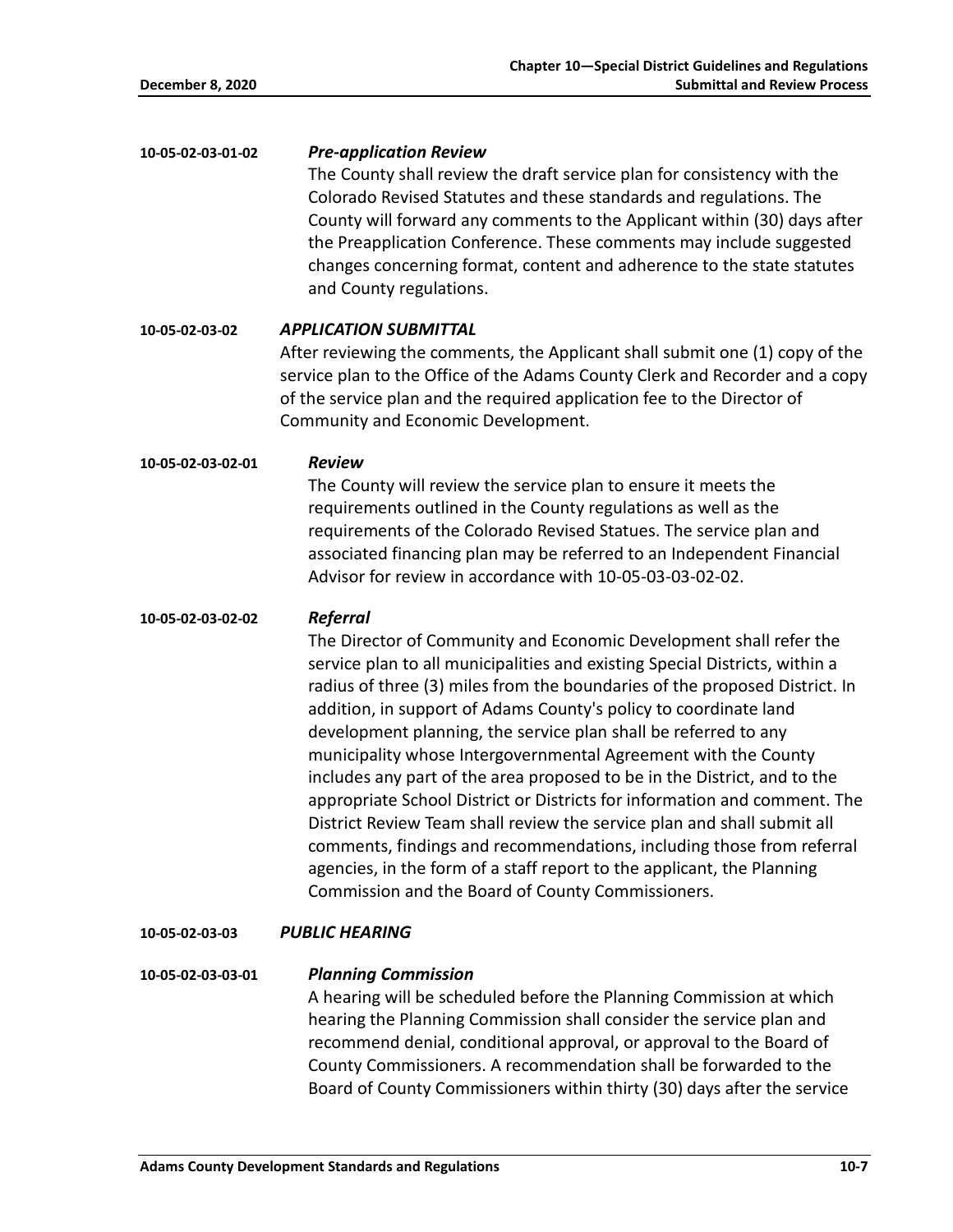**10-05-02-03-01-02** ***Pre-application Review***

The County shall review the draft service plan for consistency with the Colorado Revised Statutes and these standards and regulations. The County will forward any comments to the Applicant within (30) days after the Preapplication Conference. These comments may include suggested changes concerning format, content and adherence to the state statutes and County regulations.

**10-05-02-03-02** ***APPLICATION SUBMITTAL***

After reviewing the comments, the Applicant shall submit one (1) copy of the service plan to the Office of the Adams County Clerk and Recorder and a copy of the service plan and the required application fee to the Director of Community and Economic Development.

**10-05-02-03-02-01** ***Review***

The County will review the service plan to ensure it meets the requirements outlined in the County regulations as well as the requirements of the Colorado Revised Statues. The service plan and associated financing plan may be referred to an Independent Financial Advisor for review in accordance with 10-05-03-03-02-02.

**10-05-02-03-02-02** ***Referral***

The Director of Community and Economic Development shall refer the service plan to all municipalities and existing Special Districts, within a radius of three (3) miles from the boundaries of the proposed District. In addition, in support of Adams County's policy to coordinate land development planning, the service plan shall be referred to any municipality whose Intergovernmental Agreement with the County includes any part of the area proposed to be in the District, and to the appropriate School District or Districts for information and comment. The District Review Team shall review the service plan and shall submit all comments, findings and recommendations, including those from referral agencies, in the form of a staff report to the applicant, the Planning Commission and the Board of County Commissioners.

**10-05-02-03-03** ***PUBLIC HEARING***

**10-05-02-03-03-01** ***Planning Commission***

A hearing will be scheduled before the Planning Commission at which hearing the Planning Commission shall consider the service plan and recommend denial, conditional approval, or approval to the Board of County Commissioners. A recommendation shall be forwarded to the Board of County Commissioners within thirty (30) days after the service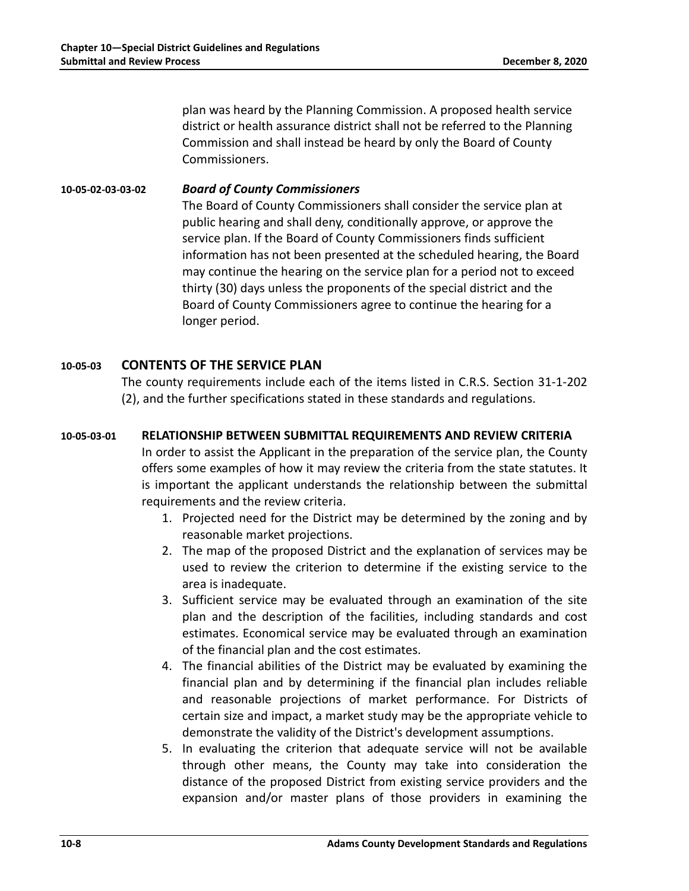plan was heard by the Planning Commission. A proposed health service district or health assurance district shall not be referred to the Planning Commission and shall instead be heard by only the Board of County Commissioners.

**10-05-02-03-03-02** ***Board of County Commissioners***

The Board of County Commissioners shall consider the service plan at public hearing and shall deny, conditionally approve, or approve the service plan. If the Board of County Commissioners finds sufficient information has not been presented at the scheduled hearing, the Board may continue the hearing on the service plan for a period not to exceed thirty (30) days unless the proponents of the special district and the Board of County Commissioners agree to continue the hearing for a longer period.

## 10-05-03 CONTENTS OF THE SERVICE PLAN

The county requirements include each of the items listed in C.R.S. Section 31-1-202 (2), and the further specifications stated in these standards and regulations.

### 10-05-03-01 RELATIONSHIP BETWEEN SUBMITTAL REQUIREMENTS AND REVIEW CRITERIA

In order to assist the Applicant in the preparation of the service plan, the County offers some examples of how it may review the criteria from the state statutes. It is important the applicant understands the relationship between the submittal requirements and the review criteria.

1. Projected need for the District may be determined by the zoning and by reasonable market projections.
2. The map of the proposed District and the explanation of services may be used to review the criterion to determine if the existing service to the area is inadequate.
3. Sufficient service may be evaluated through an examination of the site plan and the description of the facilities, including standards and cost estimates. Economical service may be evaluated through an examination of the financial plan and the cost estimates.
4. The financial abilities of the District may be evaluated by examining the financial plan and by determining if the financial plan includes reliable and reasonable projections of market performance. For Districts of certain size and impact, a market study may be the appropriate vehicle to demonstrate the validity of the District's development assumptions.
5. In evaluating the criterion that adequate service will not be available through other means, the County may take into consideration the distance of the proposed District from existing service providers and the expansion and/or master plans of those providers in examining the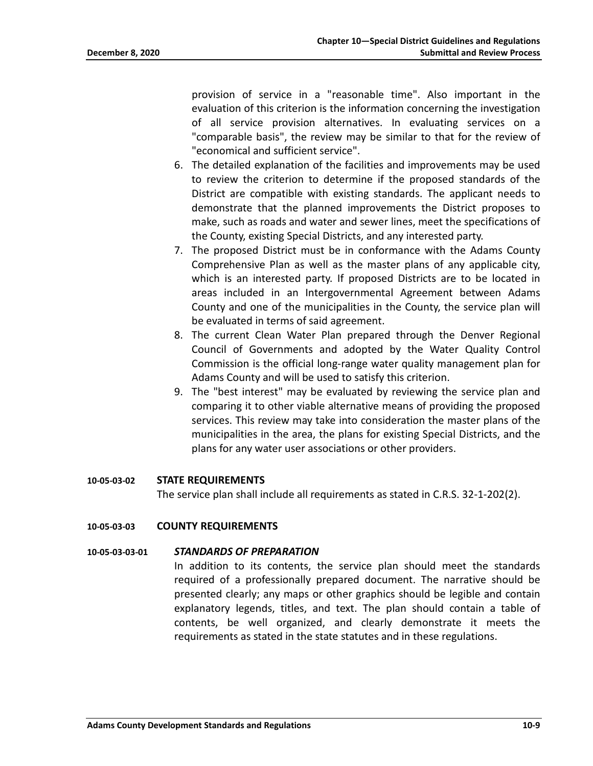provision of service in a "reasonable time". Also important in the evaluation of this criterion is the information concerning the investigation of all service provision alternatives. In evaluating services on a "comparable basis", the review may be similar to that for the review of "economical and sufficient service".

6. The detailed explanation of the facilities and improvements may be used to review the criterion to determine if the proposed standards of the District are compatible with existing standards. The applicant needs to demonstrate that the planned improvements the District proposes to make, such as roads and water and sewer lines, meet the specifications of the County, existing Special Districts, and any interested party.
7. The proposed District must be in conformance with the Adams County Comprehensive Plan as well as the master plans of any applicable city, which is an interested party. If proposed Districts are to be located in areas included in an Intergovernmental Agreement between Adams County and one of the municipalities in the County, the service plan will be evaluated in terms of said agreement.
8. The current Clean Water Plan prepared through the Denver Regional Council of Governments and adopted by the Water Quality Control Commission is the official long-range water quality management plan for Adams County and will be used to satisfy this criterion.
9. The "best interest" may be evaluated by reviewing the service plan and comparing it to other viable alternative means of providing the proposed services. This review may take into consideration the master plans of the municipalities in the area, the plans for existing Special Districts, and the plans for any water user associations or other providers.

## 10-05-03-02 STATE REQUIREMENTS

The service plan shall include all requirements as stated in C.R.S. 32-1-202(2).

## 10-05-03-03 COUNTY REQUIREMENTS

### 10-05-03-03-01 *STANDARDS OF PREPARATION*

In addition to its contents, the service plan should meet the standards required of a professionally prepared document. The narrative should be presented clearly; any maps or other graphics should be legible and contain explanatory legends, titles, and text. The plan should contain a table of contents, be well organized, and clearly demonstrate it meets the requirements as stated in the state statutes and in these regulations.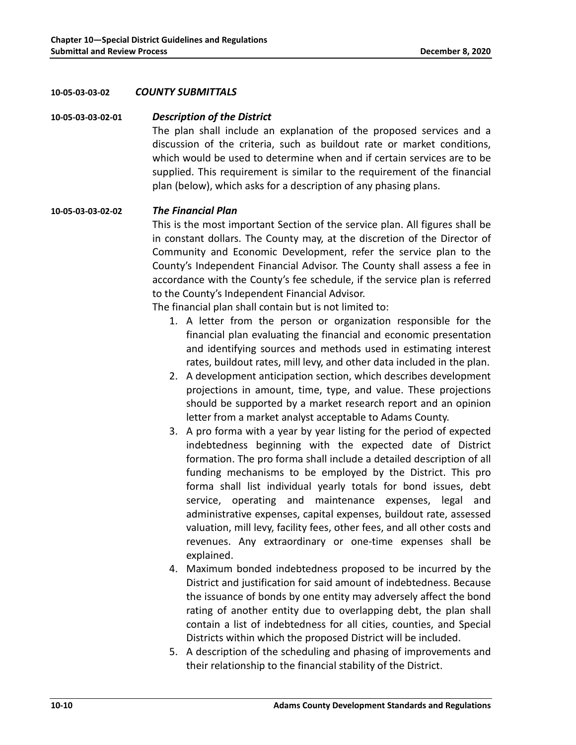**10-05-03-03-02** ***COUNTY SUBMITTALS***

**10-05-03-03-02-01** ***Description of the District***

The plan shall include an explanation of the proposed services and a discussion of the criteria, such as buildout rate or market conditions, which would be used to determine when and if certain services are to be supplied. This requirement is similar to the requirement of the financial plan (below), which asks for a description of any phasing plans.

**10-05-03-03-02-02** ***The Financial Plan***

This is the most important Section of the service plan. All figures shall be in constant dollars. The County may, at the discretion of the Director of Community and Economic Development, refer the service plan to the County's Independent Financial Advisor. The County shall assess a fee in accordance with the County's fee schedule, if the service plan is referred to the County's Independent Financial Advisor.

The financial plan shall contain but is not limited to:

1. A letter from the person or organization responsible for the financial plan evaluating the financial and economic presentation and identifying sources and methods used in estimating interest rates, buildout rates, mill levy, and other data included in the plan.
2. A development anticipation section, which describes development projections in amount, time, type, and value. These projections should be supported by a market research report and an opinion letter from a market analyst acceptable to Adams County.
3. A pro forma with a year by year listing for the period of expected indebtedness beginning with the expected date of District formation. The pro forma shall include a detailed description of all funding mechanisms to be employed by the District. This pro forma shall list individual yearly totals for bond issues, debt service, operating and maintenance expenses, legal and administrative expenses, capital expenses, buildout rate, assessed valuation, mill levy, facility fees, other fees, and all other costs and revenues. Any extraordinary or one-time expenses shall be explained.
4. Maximum bonded indebtedness proposed to be incurred by the District and justification for said amount of indebtedness. Because the issuance of bonds by one entity may adversely affect the bond rating of another entity due to overlapping debt, the plan shall contain a list of indebtedness for all cities, counties, and Special Districts within which the proposed District will be included.
5. A description of the scheduling and phasing of improvements and their relationship to the financial stability of the District.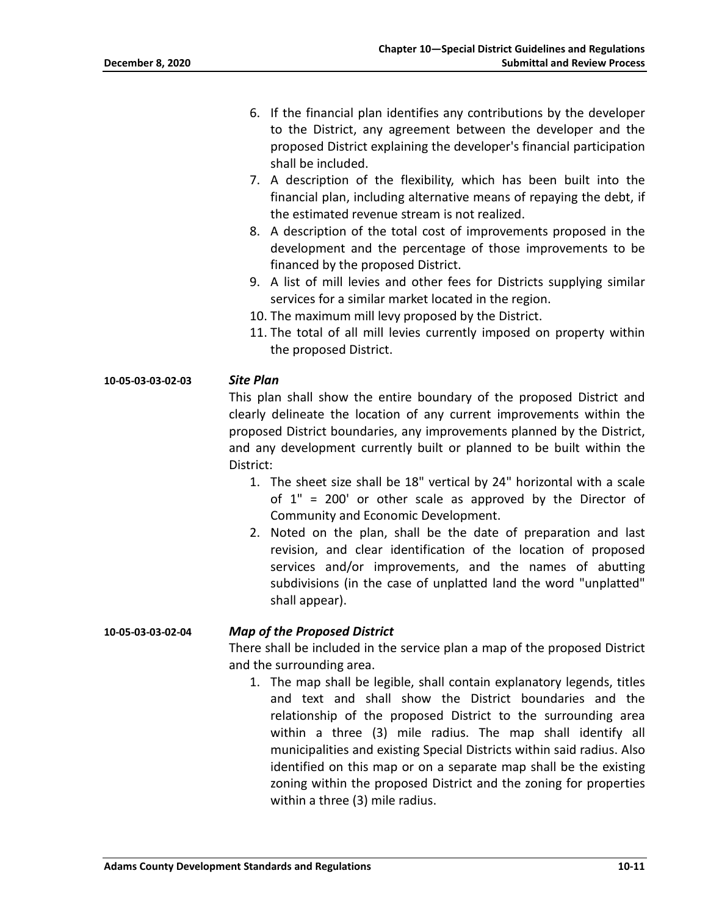6. If the financial plan identifies any contributions by the developer to the District, any agreement between the developer and the proposed District explaining the developer's financial participation shall be included.
7. A description of the flexibility, which has been built into the financial plan, including alternative means of repaying the debt, if the estimated revenue stream is not realized.
8. A description of the total cost of improvements proposed in the development and the percentage of those improvements to be financed by the proposed District.
9. A list of mill levies and other fees for Districts supplying similar services for a similar market located in the region.
10. The maximum mill levy proposed by the District.
11. The total of all mill levies currently imposed on property within the proposed District.

**10-05-03-03-02-03** ***Site Plan***

This plan shall show the entire boundary of the proposed District and clearly delineate the location of any current improvements within the proposed District boundaries, any improvements planned by the District, and any development currently built or planned to be built within the District:

1. The sheet size shall be 18" vertical by 24" horizontal with a scale of 1" = 200' or other scale as approved by the Director of Community and Economic Development.
2. Noted on the plan, shall be the date of preparation and last revision, and clear identification of the location of proposed services and/or improvements, and the names of abutting subdivisions (in the case of unplatted land the word "unplatted" shall appear).

**10-05-03-03-02-04** ***Map of the Proposed District***

There shall be included in the service plan a map of the proposed District and the surrounding area.

1. The map shall be legible, shall contain explanatory legends, titles and text and shall show the District boundaries and the relationship of the proposed District to the surrounding area within a three (3) mile radius. The map shall identify all municipalities and existing Special Districts within said radius. Also identified on this map or on a separate map shall be the existing zoning within the proposed District and the zoning for properties within a three (3) mile radius.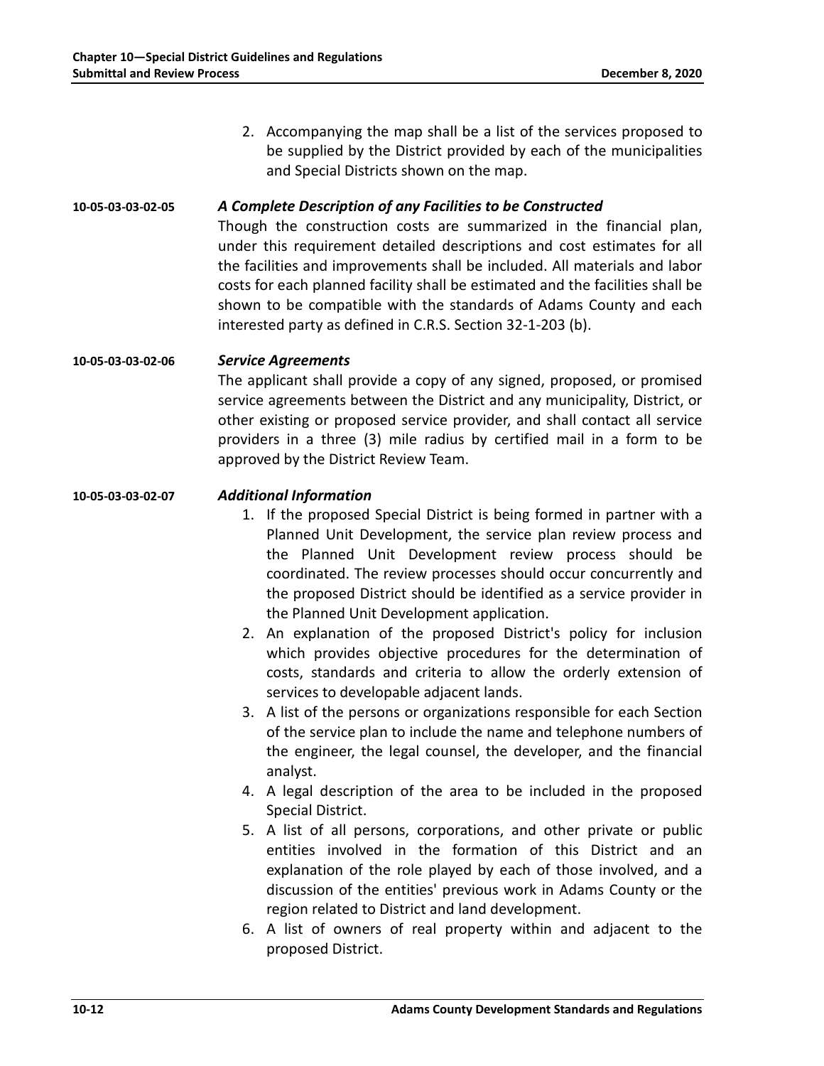2. Accompanying the map shall be a list of the services proposed to be supplied by the District provided by each of the municipalities and Special Districts shown on the map.

**10-05-03-03-02-05** ***A Complete Description of any Facilities to be Constructed***

Though the construction costs are summarized in the financial plan, under this requirement detailed descriptions and cost estimates for all the facilities and improvements shall be included. All materials and labor costs for each planned facility shall be estimated and the facilities shall be shown to be compatible with the standards of Adams County and each interested party as defined in C.R.S. Section 32-1-203 (b).

**10-05-03-03-02-06** ***Service Agreements***

The applicant shall provide a copy of any signed, proposed, or promised service agreements between the District and any municipality, District, or other existing or proposed service provider, and shall contact all service providers in a three (3) mile radius by certified mail in a form to be approved by the District Review Team.

**10-05-03-03-02-07** ***Additional Information***

1. If the proposed Special District is being formed in partner with a Planned Unit Development, the service plan review process and the Planned Unit Development review process should be coordinated. The review processes should occur concurrently and the proposed District should be identified as a service provider in the Planned Unit Development application.
2. An explanation of the proposed District's policy for inclusion which provides objective procedures for the determination of costs, standards and criteria to allow the orderly extension of services to developable adjacent lands.
3. A list of the persons or organizations responsible for each Section of the service plan to include the name and telephone numbers of the engineer, the legal counsel, the developer, and the financial analyst.
4. A legal description of the area to be included in the proposed Special District.
5. A list of all persons, corporations, and other private or public entities involved in the formation of this District and an explanation of the role played by each of those involved, and a discussion of the entities' previous work in Adams County or the region related to District and land development.
6. A list of owners of real property within and adjacent to the proposed District.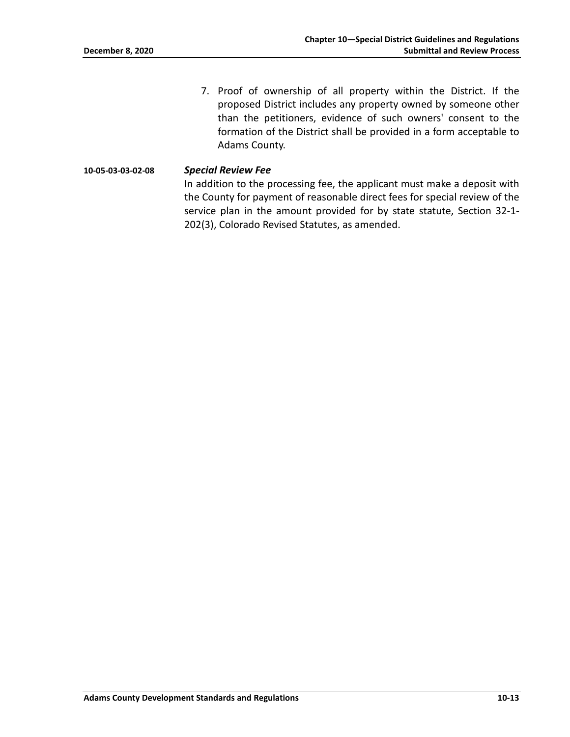7. Proof of ownership of all property within the District. If the proposed District includes any property owned by someone other than the petitioners, evidence of such owners' consent to the formation of the District shall be provided in a form acceptable to Adams County.

**10-05-03-03-02-08** ***Special Review Fee***

In addition to the processing fee, the applicant must make a deposit with the County for payment of reasonable direct fees for special review of the service plan in the amount provided for by state statute, Section 32-1-202(3), Colorado Revised Statutes, as amended.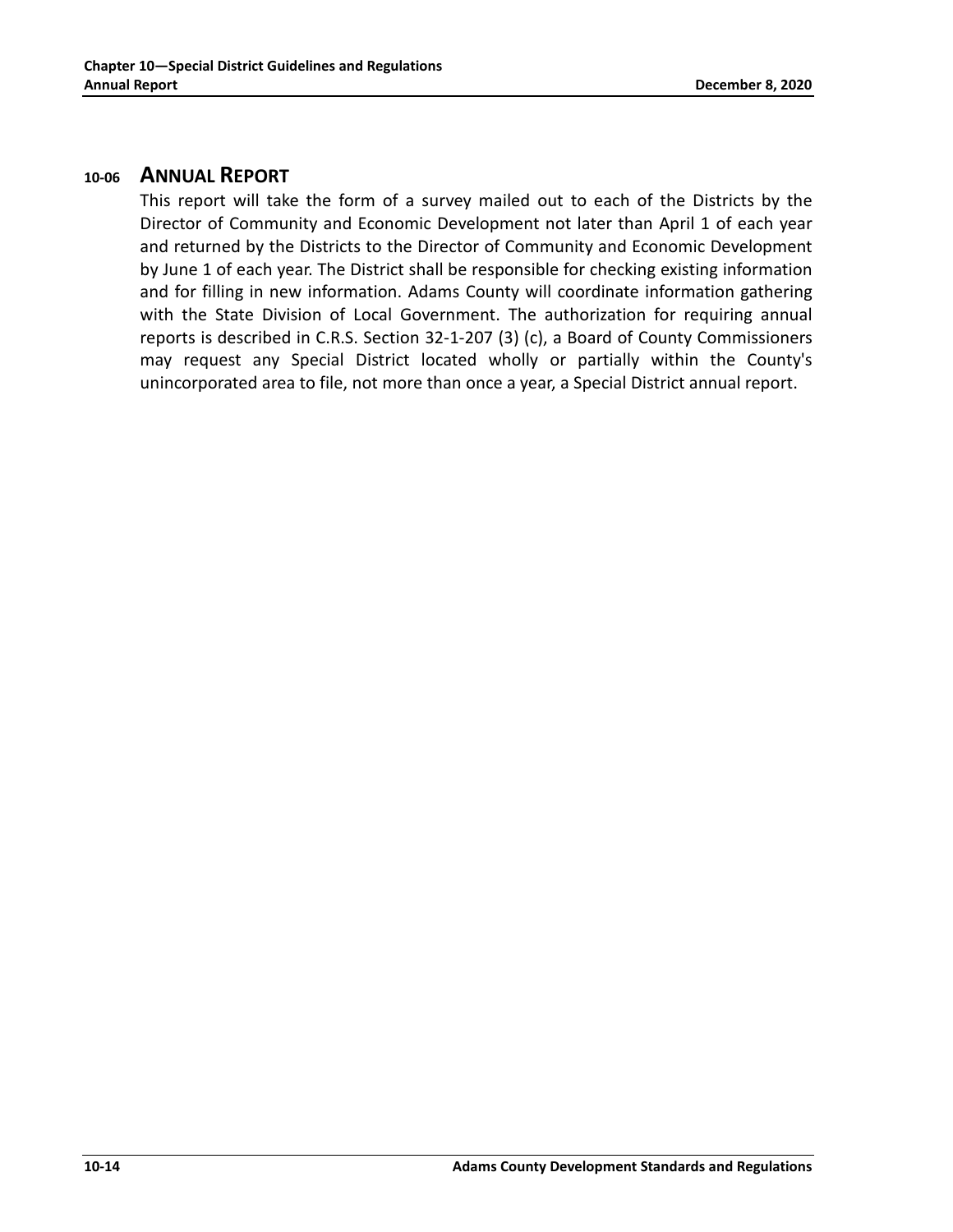## 10-06 ANNUAL REPORT

This report will take the form of a survey mailed out to each of the Districts by the Director of Community and Economic Development not later than April 1 of each year and returned by the Districts to the Director of Community and Economic Development by June 1 of each year. The District shall be responsible for checking existing information and for filling in new information. Adams County will coordinate information gathering with the State Division of Local Government. The authorization for requiring annual reports is described in C.R.S. Section 32-1-207 (3) (c), a Board of County Commissioners may request any Special District located wholly or partially within the County's unincorporated area to file, not more than once a year, a Special District annual report.